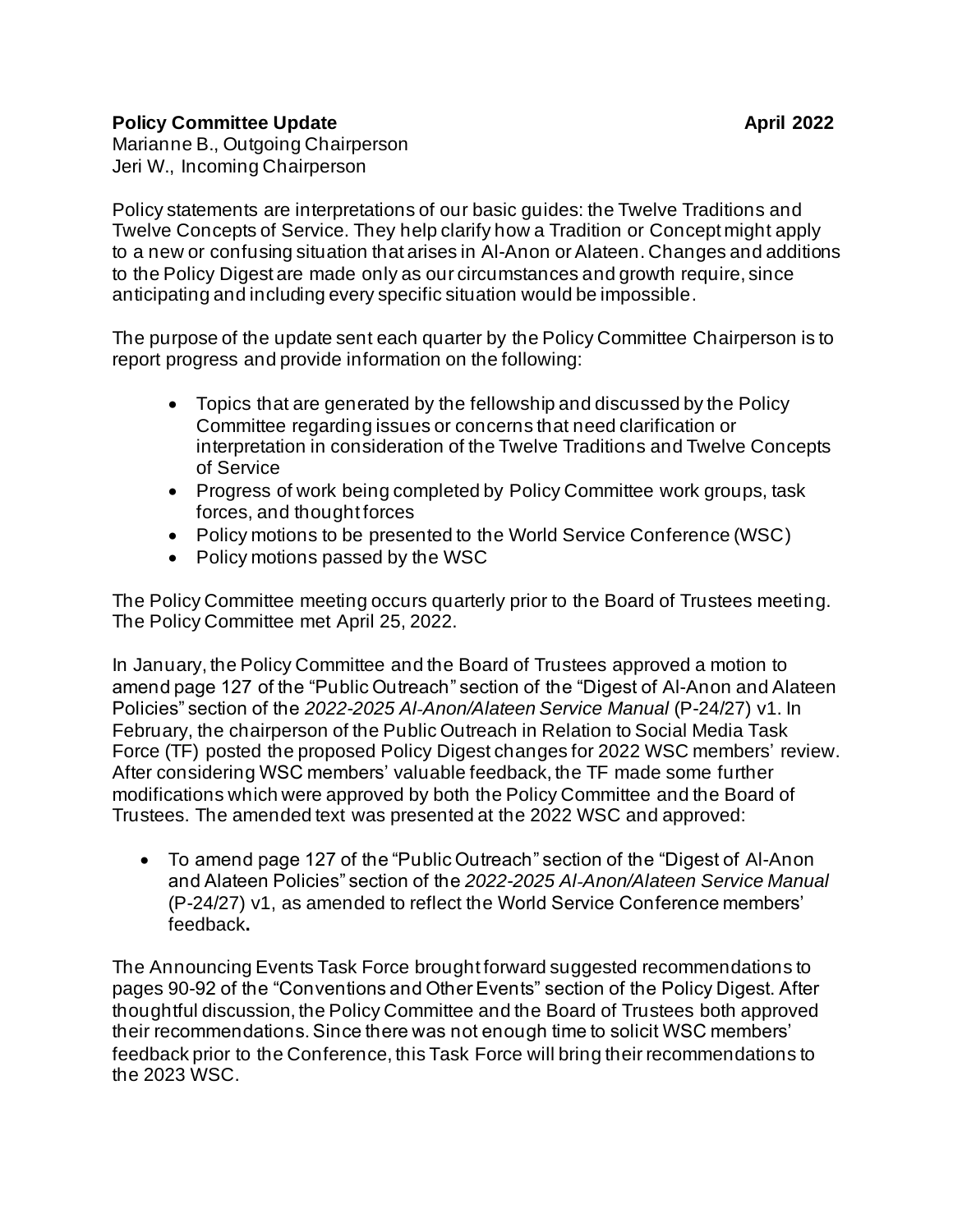**Policy Committee Update** **April 2022**

Marianne B., Outgoing Chairperson
Jeri W., Incoming Chairperson

Policy statements are interpretations of our basic guides: the Twelve Traditions and Twelve Concepts of Service. They help clarify how a Tradition or Concept might apply to a new or confusing situation that arises in Al-Anon or Alateen. Changes and additions to the Policy Digest are made only as our circumstances and growth require, since anticipating and including every specific situation would be impossible.

The purpose of the update sent each quarter by the Policy Committee Chairperson is to report progress and provide information on the following:

- Topics that are generated by the fellowship and discussed by the Policy Committee regarding issues or concerns that need clarification or interpretation in consideration of the Twelve Traditions and Twelve Concepts of Service
- Progress of work being completed by Policy Committee work groups, task forces, and thought forces
- Policy motions to be presented to the World Service Conference (WSC)
- Policy motions passed by the WSC

The Policy Committee meeting occurs quarterly prior to the Board of Trustees meeting. The Policy Committee met April 25, 2022.

In January, the Policy Committee and the Board of Trustees approved a motion to amend page 127 of the "Public Outreach" section of the "Digest of Al-Anon and Alateen Policies" section of the *2022-2025 Al-Anon/Alateen Service Manual* (P-24/27) v1. In February, the chairperson of the Public Outreach in Relation to Social Media Task Force (TF) posted the proposed Policy Digest changes for 2022 WSC members' review. After considering WSC members' valuable feedback, the TF made some further modifications which were approved by both the Policy Committee and the Board of Trustees. The amended text was presented at the 2022 WSC and approved:

- To amend page 127 of the "Public Outreach" section of the "Digest of Al-Anon and Alateen Policies" section of the *2022-2025 Al-Anon/Alateen Service Manual* (P-24/27) v1, as amended to reflect the World Service Conference members' feedback**.**

The Announcing Events Task Force brought forward suggested recommendations to pages 90-92 of the "Conventions and Other Events" section of the Policy Digest. After thoughtful discussion, the Policy Committee and the Board of Trustees both approved their recommendations. Since there was not enough time to solicit WSC members' feedback prior to the Conference, this Task Force will bring their recommendations to the 2023 WSC.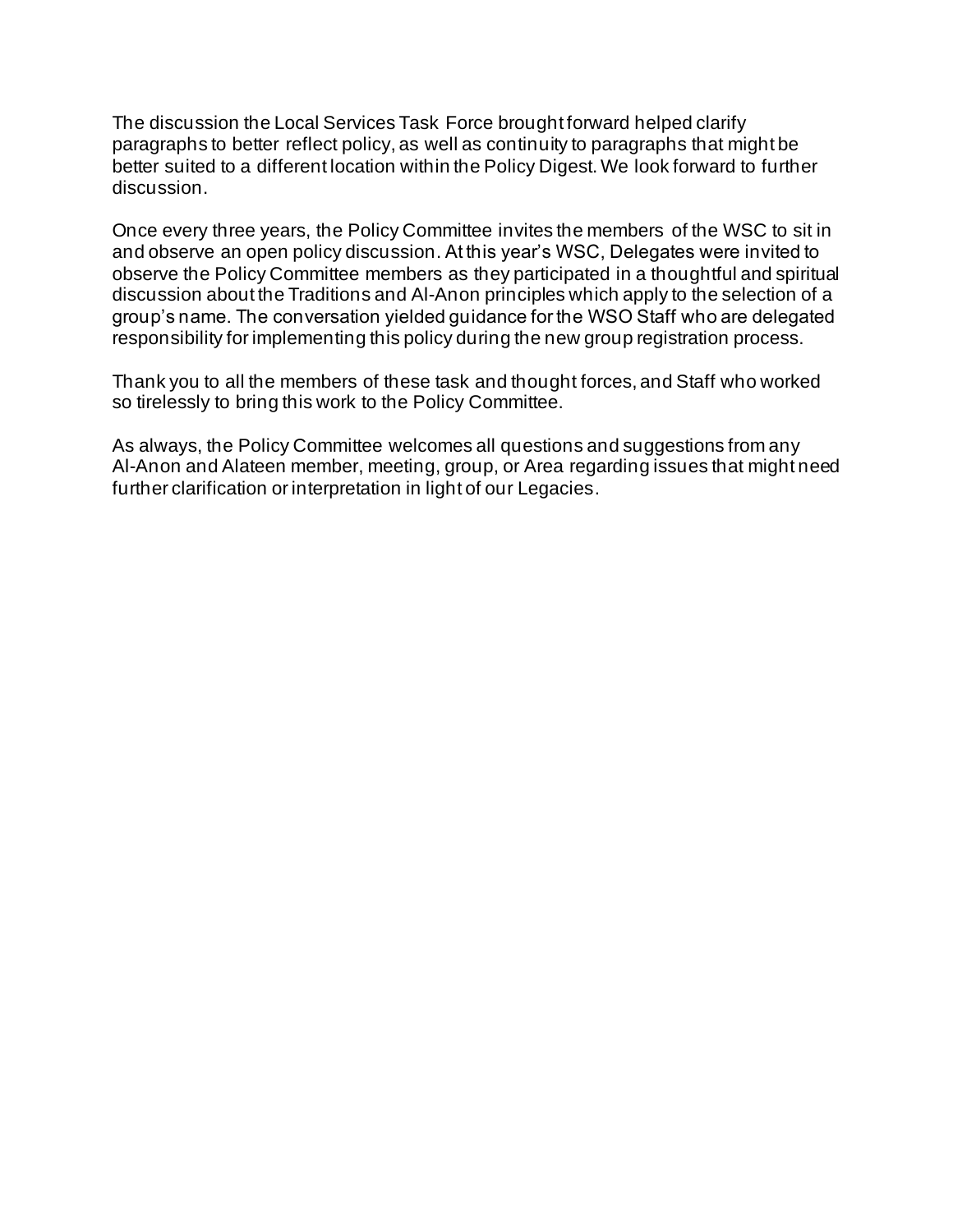The discussion the Local Services Task Force brought forward helped clarify paragraphs to better reflect policy, as well as continuity to paragraphs that might be better suited to a different location within the Policy Digest. We look forward to further discussion.

Once every three years, the Policy Committee invites the members of the WSC to sit in and observe an open policy discussion. At this year's WSC, Delegates were invited to observe the Policy Committee members as they participated in a thoughtful and spiritual discussion about the Traditions and Al-Anon principles which apply to the selection of a group's name. The conversation yielded guidance for the WSO Staff who are delegated responsibility for implementing this policy during the new group registration process.

Thank you to all the members of these task and thought forces, and Staff who worked so tirelessly to bring this work to the Policy Committee.

As always, the Policy Committee welcomes all questions and suggestions from any Al-Anon and Alateen member, meeting, group, or Area regarding issues that might need further clarification or interpretation in light of our Legacies.